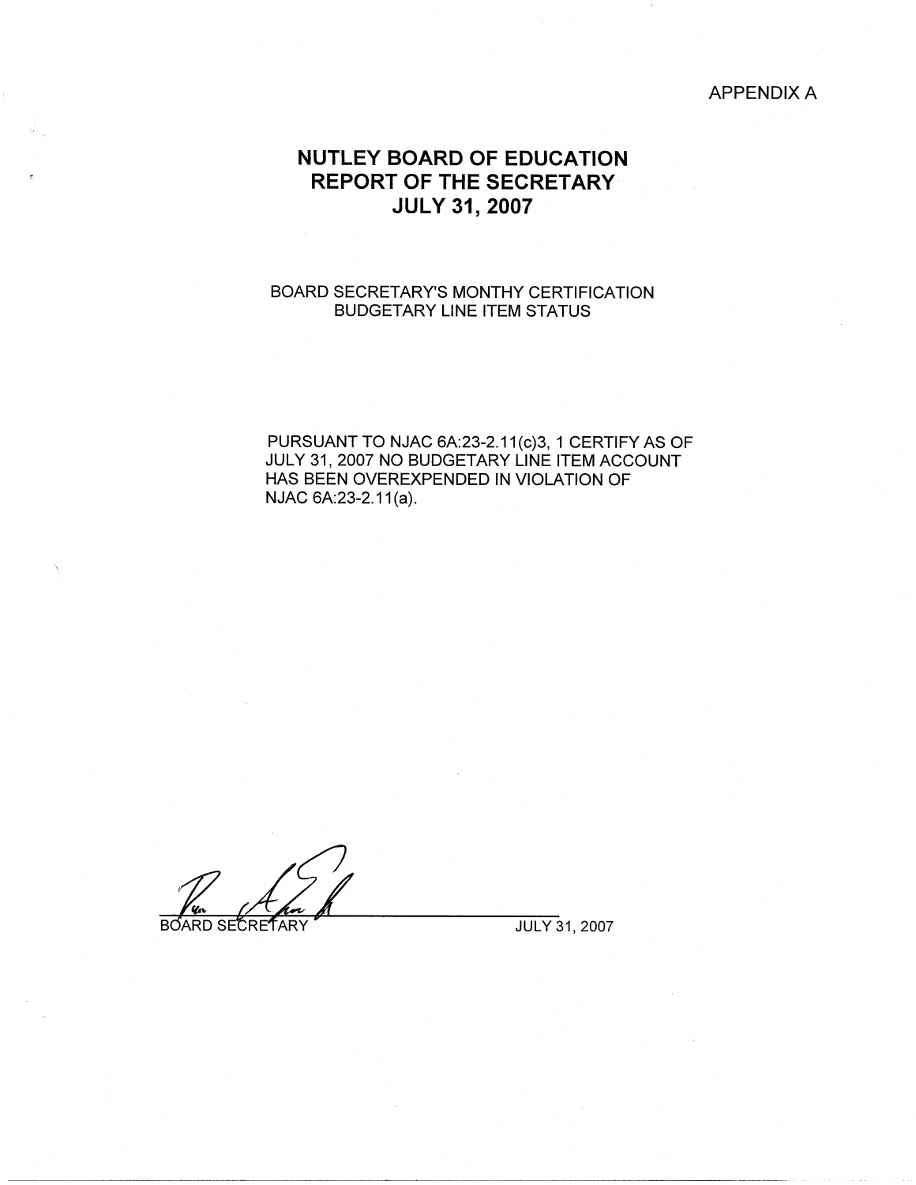APPENDIX A

# NUTLEY BOARD OF EDUCATION
# REPORT OF THE SECRETARY
# JULY 31, 2007

BOARD SECRETARY'S MONTHY CERTIFICATION
BUDGETARY LINE ITEM STATUS

PURSUANT TO NJAC 6A:23-2.11(c)3, 1 CERTIFY AS OF JULY 31, 2007 NO BUDGETARY LINE ITEM ACCOUNT HAS BEEN OVEREXPENDED IN VIOLATION OF NJAC 6A:23-2.11(a).

BOARD SECRETARY JULY 31, 2007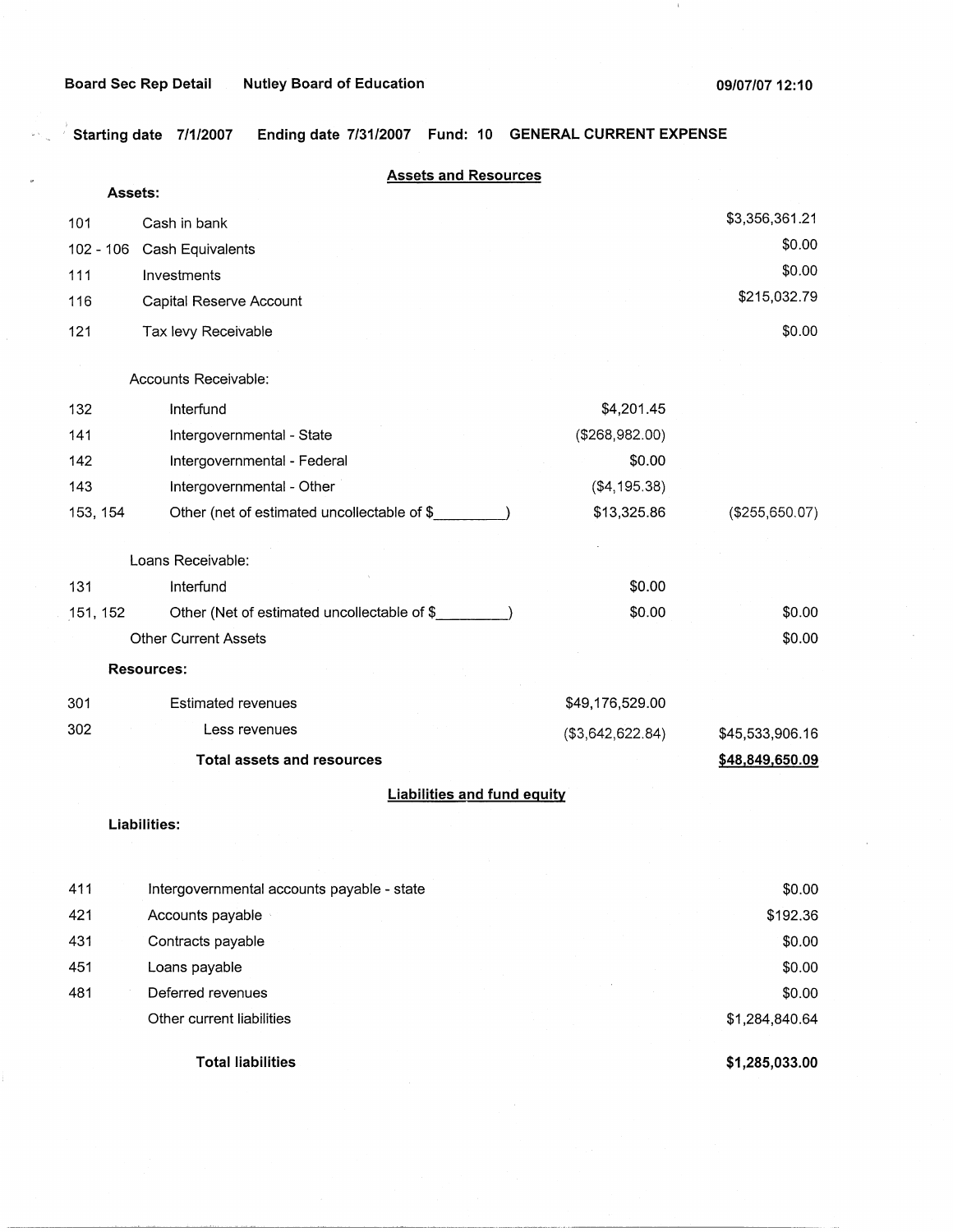Board Sec Rep Detail Nutley Board of Education 09/07/07 12:10

**Starting date 7/1/2007 Ending date 7/31/2007 Fund: 10 GENERAL CURRENT EXPENSE**

## Assets and Resources

**Assets:**

| | | | |
|---|---|---|---|
| 101 | Cash in bank | | $3,356,361.21 |
| 102 - 106 | Cash Equivalents | | $0.00 |
| 111 | Investments | | $0.00 |
| 116 | Capital Reserve Account | | $215,032.79 |
| 121 | Tax levy Receivable | | $0.00 |
| | Accounts Receivable: | | |
| 132 | Interfund | $4,201.45 | |
| 141 | Intergovernmental - State | ($268,982.00) | |
| 142 | Intergovernmental - Federal | $0.00 | |
| 143 | Intergovernmental - Other | ($4,195.38) | |
| 153, 154 | Other (net of estimated uncollectable of $_________) | $13,325.86 | ($255,650.07) |
| | Loans Receivable: | | |
| 131 | Interfund | $0.00 | |
| 151, 152 | Other (Net of estimated uncollectable of $_________) | $0.00 | $0.00 |
| | Other Current Assets | | $0.00 |
| | **Resources:** | | |
| 301 | Estimated revenues | $49,176,529.00 | |
| 302 | Less revenues | ($3,642,622.84) | $45,533,906.16 |
| | **Total assets and resources** | | **$48,849,650.09** |

## Liabilities and fund equity

**Liabilities:**

| | | |
|---|---|---|
| 411 | Intergovernmental accounts payable - state | $0.00 |
| 421 | Accounts payable | $192.36 |
| 431 | Contracts payable | $0.00 |
| 451 | Loans payable | $0.00 |
| 481 | Deferred revenues | $0.00 |
| | Other current liabilities | $1,284,840.64 |
| | **Total liabilities** | **$1,285,033.00** |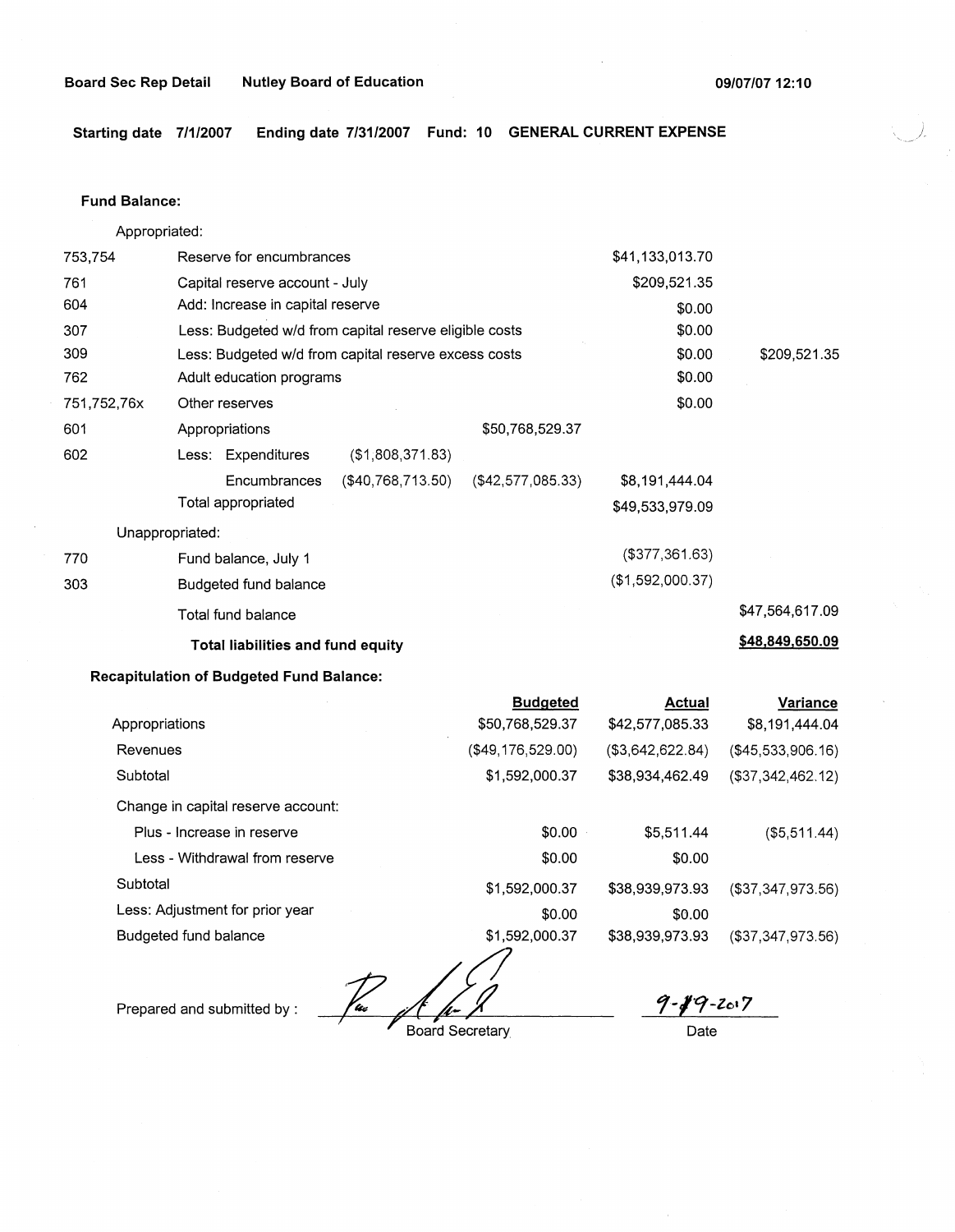Board Sec Rep Detail Nutley Board of Education 09/07/07 12:10

**Starting date 7/1/2007 Ending date 7/31/2007 Fund: 10 GENERAL CURRENT EXPENSE**

**Fund Balance:**

| | | | | | |
|---|---|---|---|---|---|
| | Appropriated: | | | | |
| 753,754 | Reserve for encumbrances | | | $41,133,013.70 | |
| 761 | Capital reserve account - July | | | $209,521.35 | |
| 604 | Add: Increase in capital reserve | | | $0.00 | |
| 307 | Less: Budgeted w/d from capital reserve eligible costs | | | $0.00 | |
| 309 | Less: Budgeted w/d from capital reserve excess costs | | | $0.00 | $209,521.35 |
| 762 | Adult education programs | | | $0.00 | |
| 751,752,76x | Other reserves | | | $0.00 | |
| 601 | Appropriations | | $50,768,529.37 | | |
| 602 | Less: Expenditures | ($1,808,371.83) | | | |
| | Encumbrances | ($40,768,713.50) | ($42,577,085.33) | $8,191,444.04 | |
| | Total appropriated | | | $49,533,979.09 | |
| | Unappropriated: | | | | |
| 770 | Fund balance, July 1 | | | ($377,361.63) | |
| 303 | Budgeted fund balance | | | ($1,592,000.37) | |
| | Total fund balance | | | | $47,564,617.09 |
| | **Total liabilities and fund equity** | | | | **$48,849,650.09** |

**Recapitulation of Budgeted Fund Balance:**

| | Budgeted | Actual | Variance |
|---|---|---|---|
| Appropriations | $50,768,529.37 | $42,577,085.33 | $8,191,444.04 |
| Revenues | ($49,176,529.00) | ($3,642,622.84) | ($45,533,906.16) |
| Subtotal | $1,592,000.37 | $38,934,462.49 | ($37,342,462.12) |
| Change in capital reserve account: | | | |
| Plus - Increase in reserve | $0.00 | $5,511.44 | ($5,511.44) |
| Less - Withdrawal from reserve | $0.00 | $0.00 | |
| Subtotal | $1,592,000.37 | $38,939,973.93 | ($37,347,973.56) |
| Less: Adjustment for prior year | $0.00 | $0.00 | |
| Budgeted fund balance | $1,592,000.37 | $38,939,973.93 | ($37,347,973.56) |

Prepared and submitted by : ____________________ Board Secretary 9-19-2017 Date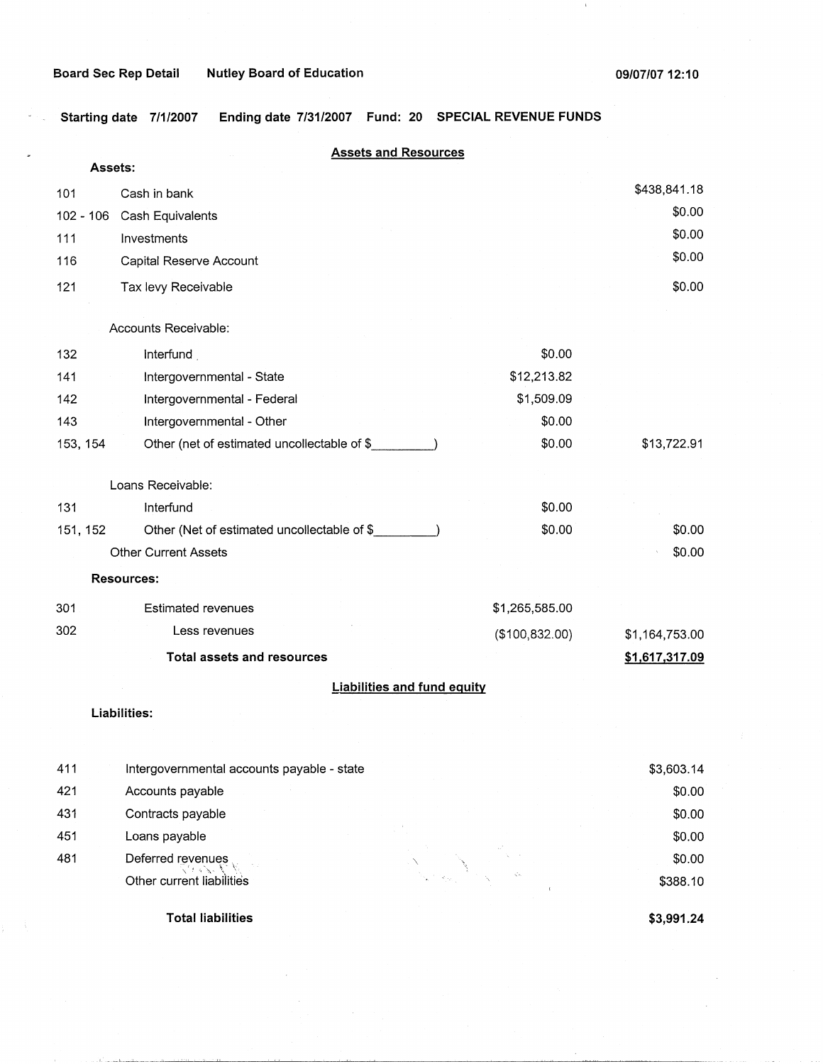Board Sec Rep Detail    Nutley Board of Education    09/07/07 12:10

Starting date 7/1/2007    Ending date 7/31/2007    Fund: 20    SPECIAL REVENUE FUNDS

## Assets and Resources

**Assets:**

| Code | Description | | Amount |
|---|---|---|---|
| 101 | Cash in bank | | $438,841.18 |
| 102 - 106 | Cash Equivalents | | $0.00 |
| 111 | Investments | | $0.00 |
| 116 | Capital Reserve Account | | $0.00 |
| 121 | Tax levy Receivable | | $0.00 |
| | Accounts Receivable: | | |
| 132 | Interfund | $0.00 | |
| 141 | Intergovernmental - State | $12,213.82 | |
| 142 | Intergovernmental - Federal | $1,509.09 | |
| 143 | Intergovernmental - Other | $0.00 | |
| 153, 154 | Other (net of estimated uncollectable of $_________) | $0.00 | $13,722.91 |
| | Loans Receivable: | | |
| 131 | Interfund | $0.00 | |
| 151, 152 | Other (Net of estimated uncollectable of $_________) | $0.00 | $0.00 |
| | Other Current Assets | | $0.00 |
| | **Resources:** | | |
| 301 | Estimated revenues | $1,265,585.00 | |
| 302 | Less revenues | ($100,832.00) | $1,164,753.00 |
| | **Total assets and resources** | | **$1,617,317.09** |

## Liabilities and fund equity

**Liabilities:**

| Code | Description | Amount |
|---|---|---|
| 411 | Intergovernmental accounts payable - state | $3,603.14 |
| 421 | Accounts payable | $0.00 |
| 431 | Contracts payable | $0.00 |
| 451 | Loans payable | $0.00 |
| 481 | Deferred revenues | $0.00 |
| | Other current liabilities | $388.10 |
| | **Total liabilities** | **$3,991.24** |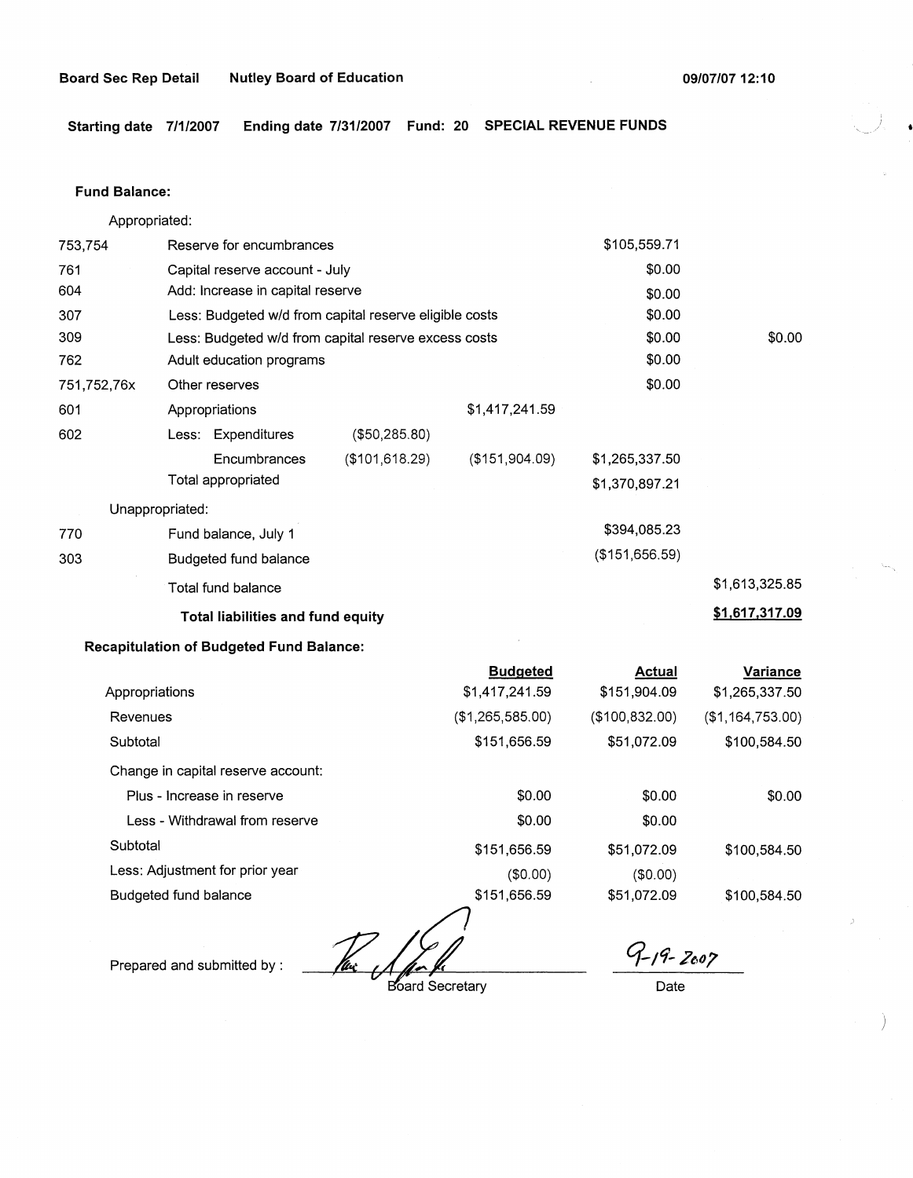Board Sec Rep Detail    Nutley Board of Education    09/07/07 12:10

Starting date 7/1/2007    Ending date 7/31/2007    Fund: 20    SPECIAL REVENUE FUNDS

**Fund Balance:**

Appropriated:

| Code | Description | | | | |
|---|---|---|---|---|---|
| 753,754 | Reserve for encumbrances | | | $105,559.71 | |
| 761 | Capital reserve account - July | | | $0.00 | |
| 604 | Add: Increase in capital reserve | | | $0.00 | |
| 307 | Less: Budgeted w/d from capital reserve eligible costs | | | $0.00 | |
| 309 | Less: Budgeted w/d from capital reserve excess costs | | | $0.00 | $0.00 |
| 762 | Adult education programs | | | $0.00 | |
| 751,752,76x | Other reserves | | | $0.00 | |
| 601 | Appropriations | | $1,417,241.59 | | |
| 602 | Less: Expenditures | ($50,285.80) | | | |
| | Encumbrances | ($101,618.29) | ($151,904.09) | $1,265,337.50 | |
| | Total appropriated | | | $1,370,897.21 | |

Unappropriated:

| Code | Description | | |
|---|---|---|---|
| 770 | Fund balance, July 1 | $394,085.23 | |
| 303 | Budgeted fund balance | ($151,656.59) | |
| | Total fund balance | | $1,613,325.85 |
| | **Total liabilities and fund equity** | | **$1,617,317.09** |

**Recapitulation of Budgeted Fund Balance:**

| | Budgeted | Actual | Variance |
|---|---|---|---|
| Appropriations | $1,417,241.59 | $151,904.09 | $1,265,337.50 |
| Revenues | ($1,265,585.00) | ($100,832.00) | ($1,164,753.00) |
| Subtotal | $151,656.59 | $51,072.09 | $100,584.50 |
| Change in capital reserve account: | | | |
| Plus - Increase in reserve | $0.00 | $0.00 | $0.00 |
| Less - Withdrawal from reserve | $0.00 | $0.00 | |
| Subtotal | $151,656.59 | $51,072.09 | $100,584.50 |
| Less: Adjustment for prior year | ($0.00) | ($0.00) | |
| Budgeted fund balance | $151,656.59 | $51,072.09 | $100,584.50 |

Prepared and submitted by : _______________ Board Secretary    9-19-2007 Date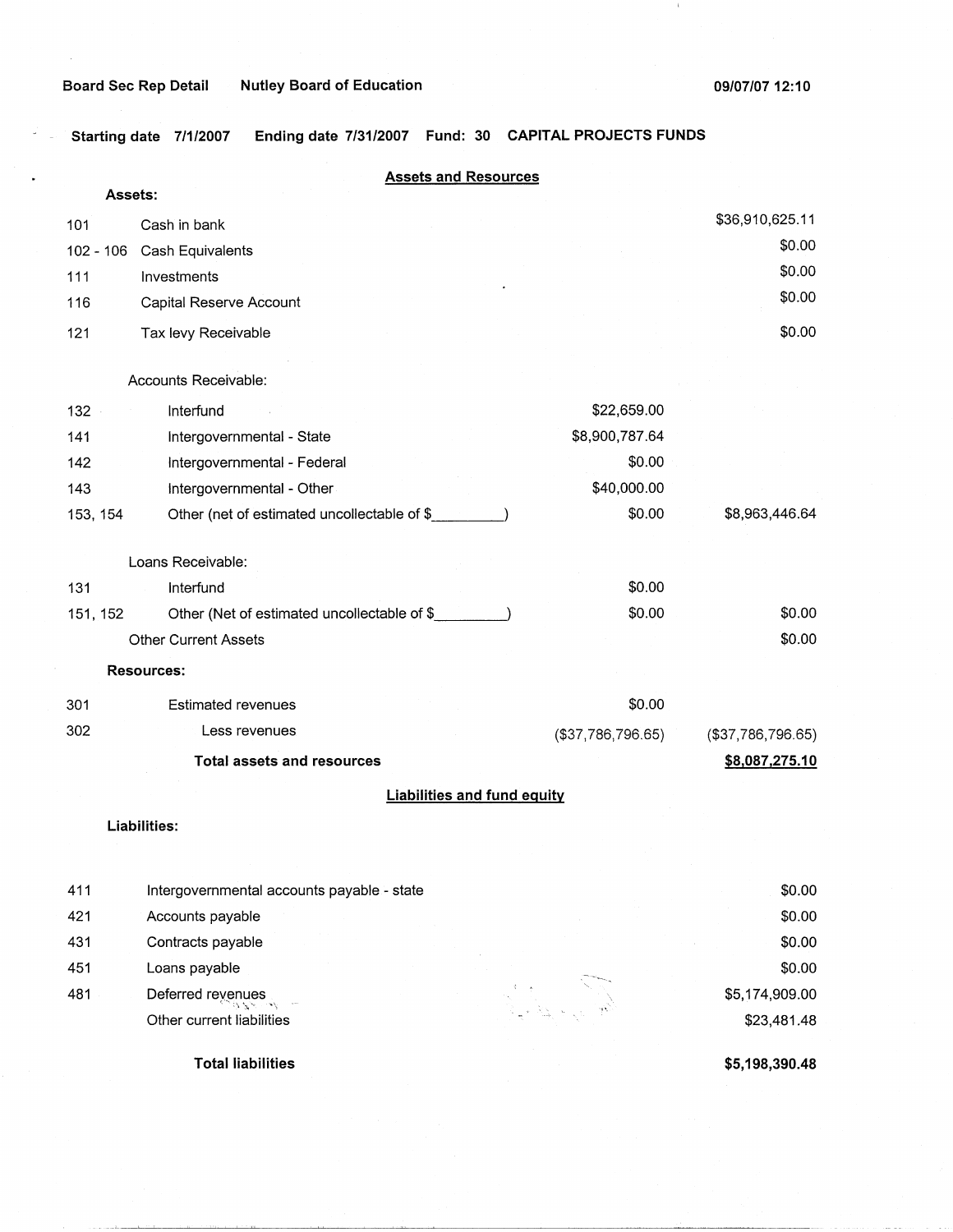Board Sec Rep Detail    Nutley Board of Education    09/07/07 12:10

Starting date 7/1/2007    Ending date 7/31/2007    Fund: 30    CAPITAL PROJECTS FUNDS

## Assets and Resources

**Assets:**

| Code | Description | | Amount |
|---|---|---|---|
| 101 | Cash in bank | | $36,910,625.11 |
| 102 - 106 | Cash Equivalents | | $0.00 |
| 111 | Investments | | $0.00 |
| 116 | Capital Reserve Account | | $0.00 |
| 121 | Tax levy Receivable | | $0.00 |
| | Accounts Receivable: | | |
| 132 | Interfund | $22,659.00 | |
| 141 | Intergovernmental - State | $8,900,787.64 | |
| 142 | Intergovernmental - Federal | $0.00 | |
| 143 | Intergovernmental - Other | $40,000.00 | |
| 153, 154 | Other (net of estimated uncollectable of $\_\_\_\_\_\_\_\_\_) | $0.00 | $8,963,446.64 |
| | Loans Receivable: | | |
| 131 | Interfund | $0.00 | |
| 151, 152 | Other (Net of estimated uncollectable of $\_\_\_\_\_\_\_\_\_) | $0.00 | $0.00 |
| | Other Current Assets | | $0.00 |
| | **Resources:** | | |
| 301 | Estimated revenues | $0.00 | |
| 302 | Less revenues | ($37,786,796.65) | ($37,786,796.65) |
| | **Total assets and resources** | | **$8,087,275.10** |

## Liabilities and fund equity

**Liabilities:**

| Code | Description | Amount |
|---|---|---|
| 411 | Intergovernmental accounts payable - state | $0.00 |
| 421 | Accounts payable | $0.00 |
| 431 | Contracts payable | $0.00 |
| 451 | Loans payable | $0.00 |
| 481 | Deferred revenues | $5,174,909.00 |
| | Other current liabilities | $23,481.48 |
| | **Total liabilities** | **$5,198,390.48** |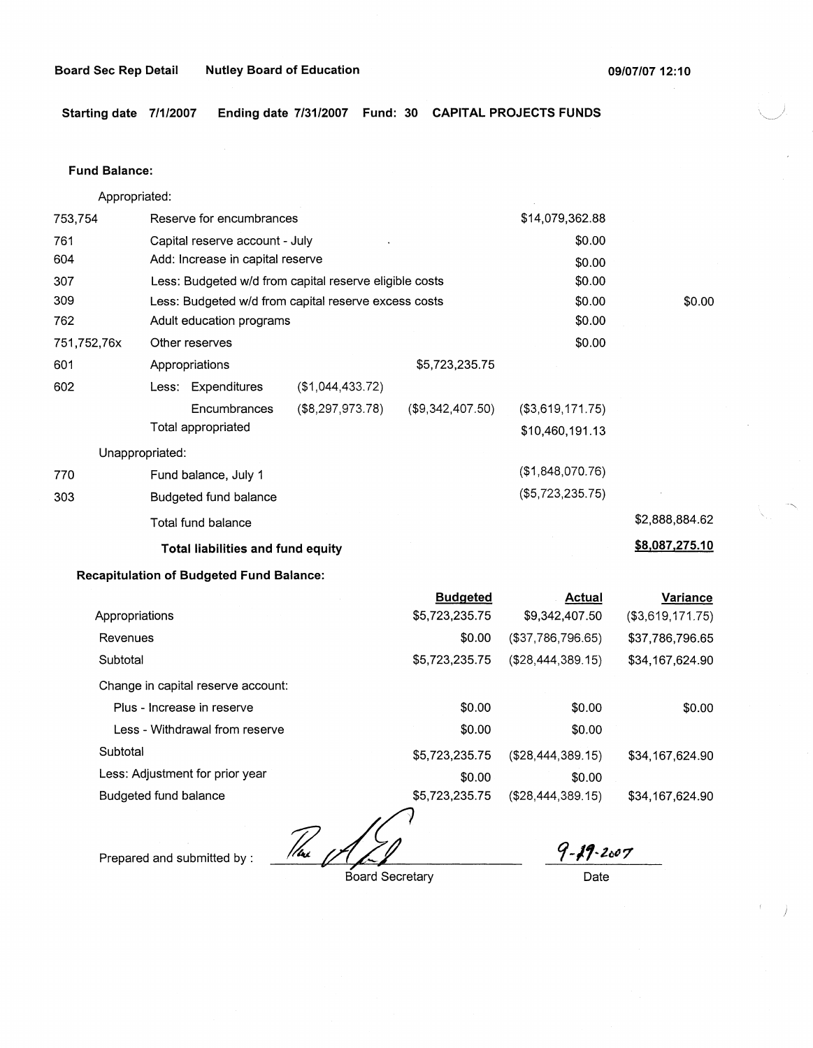**Board Sec Rep Detail** **Nutley Board of Education** **09/07/07 12:10**

**Starting date 7/1/2007** **Ending date 7/31/2007** **Fund: 30** **CAPITAL PROJECTS FUNDS**

**Fund Balance:**

| | | | | | |
|---|---|---|---|---|---|
| | Appropriated: | | | | |
| 753,754 | Reserve for encumbrances | | | $14,079,362.88 | |
| 761 | Capital reserve account - July | | | $0.00 | |
| 604 | Add: Increase in capital reserve | | | $0.00 | |
| 307 | Less: Budgeted w/d from capital reserve eligible costs | | | $0.00 | |
| 309 | Less: Budgeted w/d from capital reserve excess costs | | | $0.00 | $0.00 |
| 762 | Adult education programs | | | $0.00 | |
| 751,752,76x | Other reserves | | | $0.00 | |
| 601 | Appropriations | | $5,723,235.75 | | |
| 602 | Less: Expenditures | ($1,044,433.72) | | | |
| | Encumbrances | ($8,297,973.78) | ($9,342,407.50) | ($3,619,171.75) | |
| | Total appropriated | | | $10,460,191.13 | |
| | Unappropriated: | | | | |
| 770 | Fund balance, July 1 | | | ($1,848,070.76) | |
| 303 | Budgeted fund balance | | | ($5,723,235.75) | |
| | Total fund balance | | | | $2,888,884.62 |
| | **Total liabilities and fund equity** | | | | **$8,087,275.10** |

**Recapitulation of Budgeted Fund Balance:**

| | Budgeted | Actual | Variance |
|---|---|---|---|
| Appropriations | $5,723,235.75 | $9,342,407.50 | ($3,619,171.75) |
| Revenues | $0.00 | ($37,786,796.65) | $37,786,796.65 |
| Subtotal | $5,723,235.75 | ($28,444,389.15) | $34,167,624.90 |
| Change in capital reserve account: | | | |
| Plus - Increase in reserve | $0.00 | $0.00 | $0.00 |
| Less - Withdrawal from reserve | $0.00 | $0.00 | |
| Subtotal | $5,723,235.75 | ($28,444,389.15) | $34,167,624.90 |
| Less: Adjustment for prior year | $0.00 | $0.00 | |
| Budgeted fund balance | $5,723,235.75 | ($28,444,389.15) | $34,167,624.90 |

Prepared and submitted by : _______________ Board Secretary

9-19-2007
Date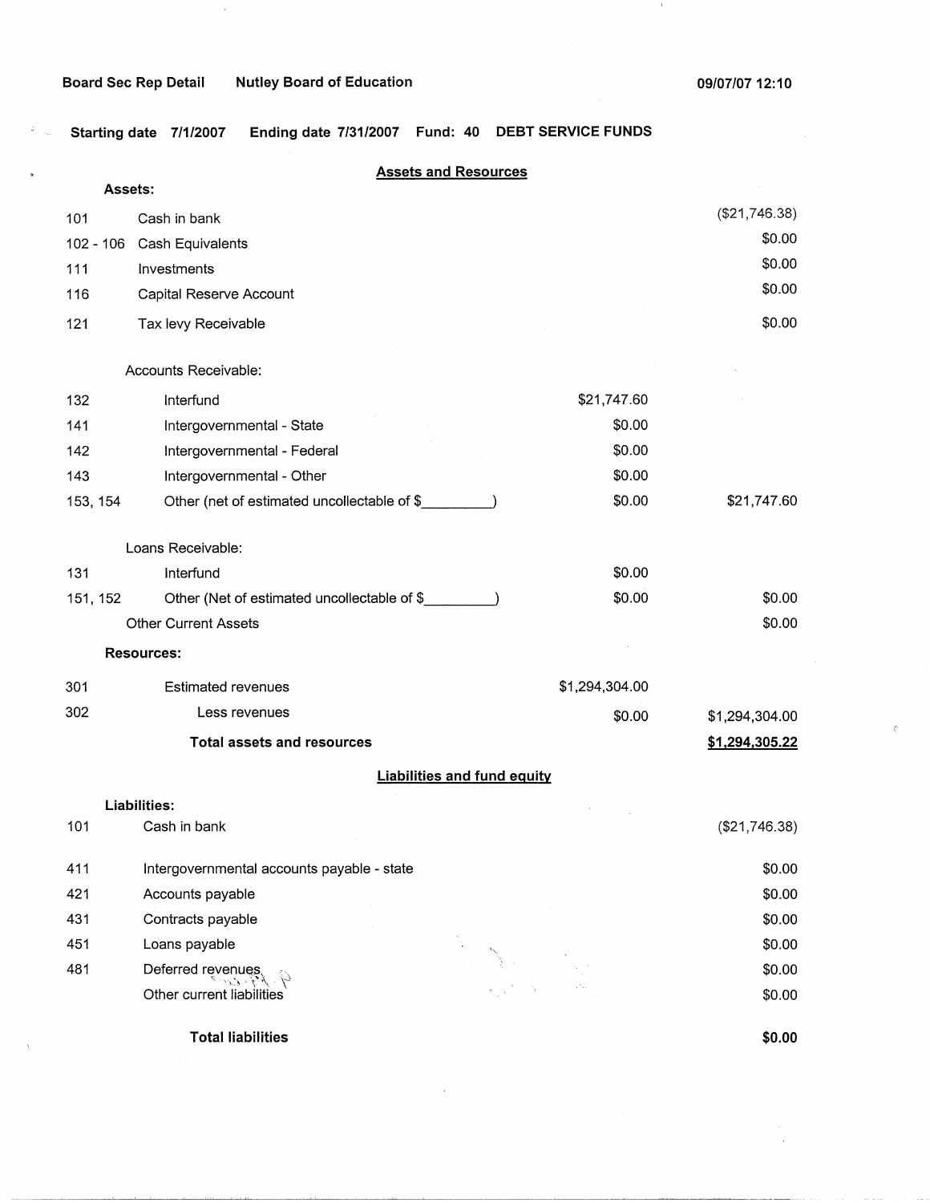Board Sec Rep Detail Nutley Board of Education 09/07/07 12:10

Starting date 7/1/2007 Ending date 7/31/2007 Fund: 40 DEBT SERVICE FUNDS

## Assets and Resources

**Assets:**

| Code | Description | | Amount |
|---|---|---|---|
| 101 | Cash in bank | | ($21,746.38) |
| 102 - 106 | Cash Equivalents | | $0.00 |
| 111 | Investments | | $0.00 |
| 116 | Capital Reserve Account | | $0.00 |
| 121 | Tax levy Receivable | | $0.00 |
| | Accounts Receivable: | | |
| 132 | Interfund | $21,747.60 | |
| 141 | Intergovernmental - State | $0.00 | |
| 142 | Intergovernmental - Federal | $0.00 | |
| 143 | Intergovernmental - Other | $0.00 | |
| 153, 154 | Other (net of estimated uncollectable of $_________) | $0.00 | $21,747.60 |
| | Loans Receivable: | | |
| 131 | Interfund | $0.00 | |
| 151, 152 | Other (Net of estimated uncollectable of $_________) | $0.00 | $0.00 |
| | Other Current Assets | | $0.00 |
| | **Resources:** | | |
| 301 | Estimated revenues | $1,294,304.00 | |
| 302 | Less revenues | $0.00 | $1,294,304.00 |
| | **Total assets and resources** | | **$1,294,305.22** |

## Liabilities and fund equity

**Liabilities:**

| Code | Description | Amount |
|---|---|---|
| 101 | Cash in bank | ($21,746.38) |
| 411 | Intergovernmental accounts payable - state | $0.00 |
| 421 | Accounts payable | $0.00 |
| 431 | Contracts payable | $0.00 |
| 451 | Loans payable | $0.00 |
| 481 | Deferred revenues | $0.00 |
| | Other current liabilities | $0.00 |
| | **Total liabilities** | **$0.00** |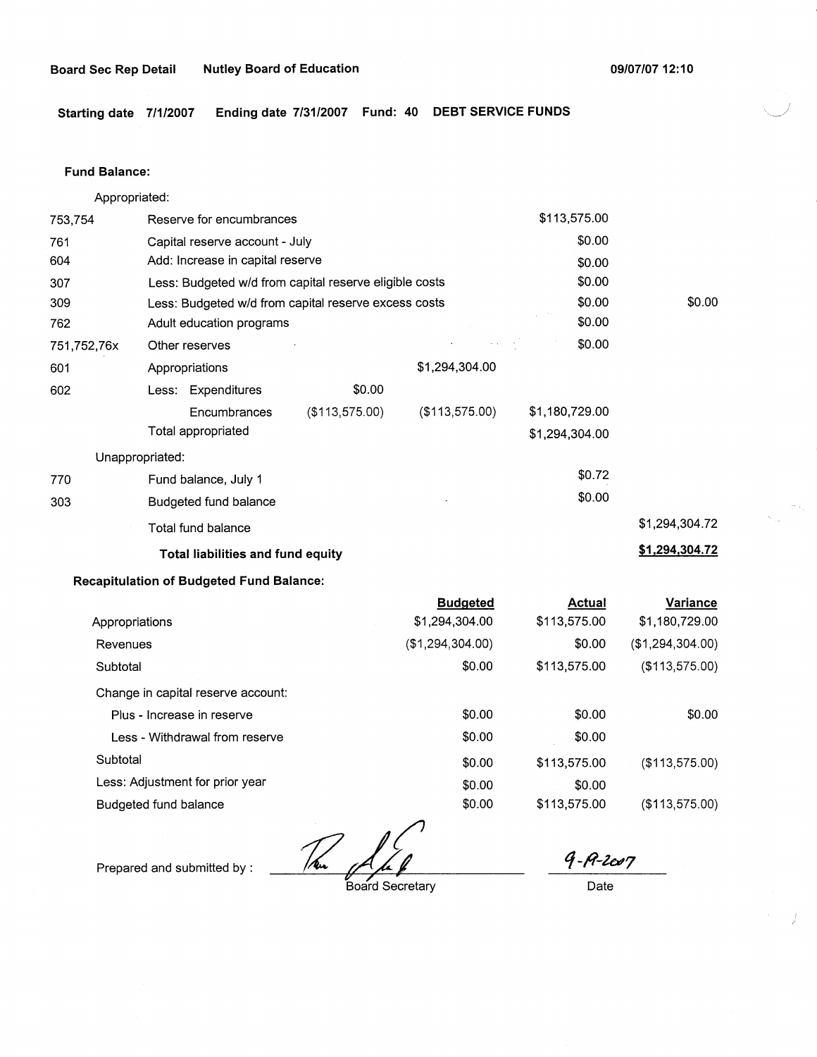**Board Sec Rep Detail** **Nutley Board of Education** **09/07/07 12:10**

**Starting date 7/1/2007** **Ending date 7/31/2007** **Fund: 40** **DEBT SERVICE FUNDS**

**Fund Balance:**

| | | | | | |
|---|---|---|---|---|---|
| | Appropriated: | | | | |
| 753,754 | Reserve for encumbrances | | | $113,575.00 | |
| 761 | Capital reserve account - July | | | $0.00 | |
| 604 | Add: Increase in capital reserve | | | $0.00 | |
| 307 | Less: Budgeted w/d from capital reserve eligible costs | | | $0.00 | |
| 309 | Less: Budgeted w/d from capital reserve excess costs | | | $0.00 | $0.00 |
| 762 | Adult education programs | | | $0.00 | |
| 751,752,76x | Other reserves | | | $0.00 | |
| 601 | Appropriations | | $1,294,304.00 | | |
| 602 | Less: Expenditures | $0.00 | | | |
| | Encumbrances | ($113,575.00) | ($113,575.00) | $1,180,729.00 | |
| | Total appropriated | | | $1,294,304.00 | |
| | Unappropriated: | | | | |
| 770 | Fund balance, July 1 | | | $0.72 | |
| 303 | Budgeted fund balance | | | $0.00 | |
| | Total fund balance | | | | $1,294,304.72 |
| | **Total liabilities and fund equity** | | | | **$1,294,304.72** |

**Recapitulation of Budgeted Fund Balance:**

| | Budgeted | Actual | Variance |
|---|---|---|---|
| Appropriations | $1,294,304.00 | $113,575.00 | $1,180,729.00 |
| Revenues | ($1,294,304.00) | $0.00 | ($1,294,304.00) |
| Subtotal | $0.00 | $113,575.00 | ($113,575.00) |
| Change in capital reserve account: | | | |
| Plus - Increase in reserve | $0.00 | $0.00 | $0.00 |
| Less - Withdrawal from reserve | $0.00 | $0.00 | |
| Subtotal | $0.00 | $113,575.00 | ($113,575.00) |
| Less: Adjustment for prior year | $0.00 | $0.00 | |
| Budgeted fund balance | $0.00 | $113,575.00 | ($113,575.00) |

Prepared and submitted by : ______________________ Board Secretary

9-11-2007
Date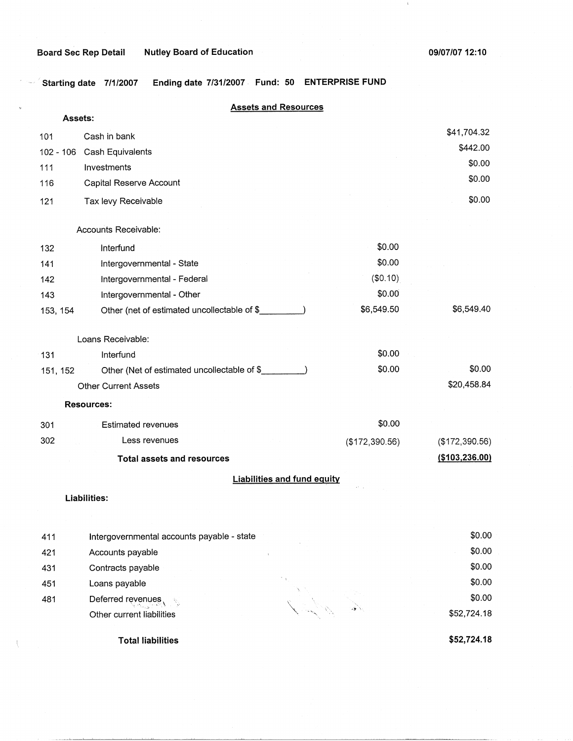Board Sec Rep Detail    Nutley Board of Education    09/07/07 12:10

Starting date 7/1/2007    Ending date 7/31/2007    Fund: 50    ENTERPRISE FUND

## Assets and Resources

**Assets:**

| | | | |
|---|---|---|---|
| 101 | Cash in bank | | $41,704.32 |
| 102 - 106 | Cash Equivalents | | $442.00 |
| 111 | Investments | | $0.00 |
| 116 | Capital Reserve Account | | $0.00 |
| 121 | Tax levy Receivable | | $0.00 |
| | Accounts Receivable: | | |
| 132 | Interfund | $0.00 | |
| 141 | Intergovernmental - State | $0.00 | |
| 142 | Intergovernmental - Federal | ($0.10) | |
| 143 | Intergovernmental - Other | $0.00 | |
| 153, 154 | Other (net of estimated uncollectable of $_________) | $6,549.50 | $6,549.40 |
| | Loans Receivable: | | |
| 131 | Interfund | $0.00 | |
| 151, 152 | Other (Net of estimated uncollectable of $_________) | $0.00 | $0.00 |
| | Other Current Assets | | $20,458.84 |
| | **Resources:** | | |
| 301 | Estimated revenues | $0.00 | |
| 302 | Less revenues | ($172,390.56) | ($172,390.56) |
| | **Total assets and resources** | | **($103,236.00)** |

## Liabilities and fund equity

**Liabilities:**

| | | |
|---|---|---|
| 411 | Intergovernmental accounts payable - state | $0.00 |
| 421 | Accounts payable | $0.00 |
| 431 | Contracts payable | $0.00 |
| 451 | Loans payable | $0.00 |
| 481 | Deferred revenues | $0.00 |
| | Other current liabilities | $52,724.18 |
| | **Total liabilities** | **$52,724.18** |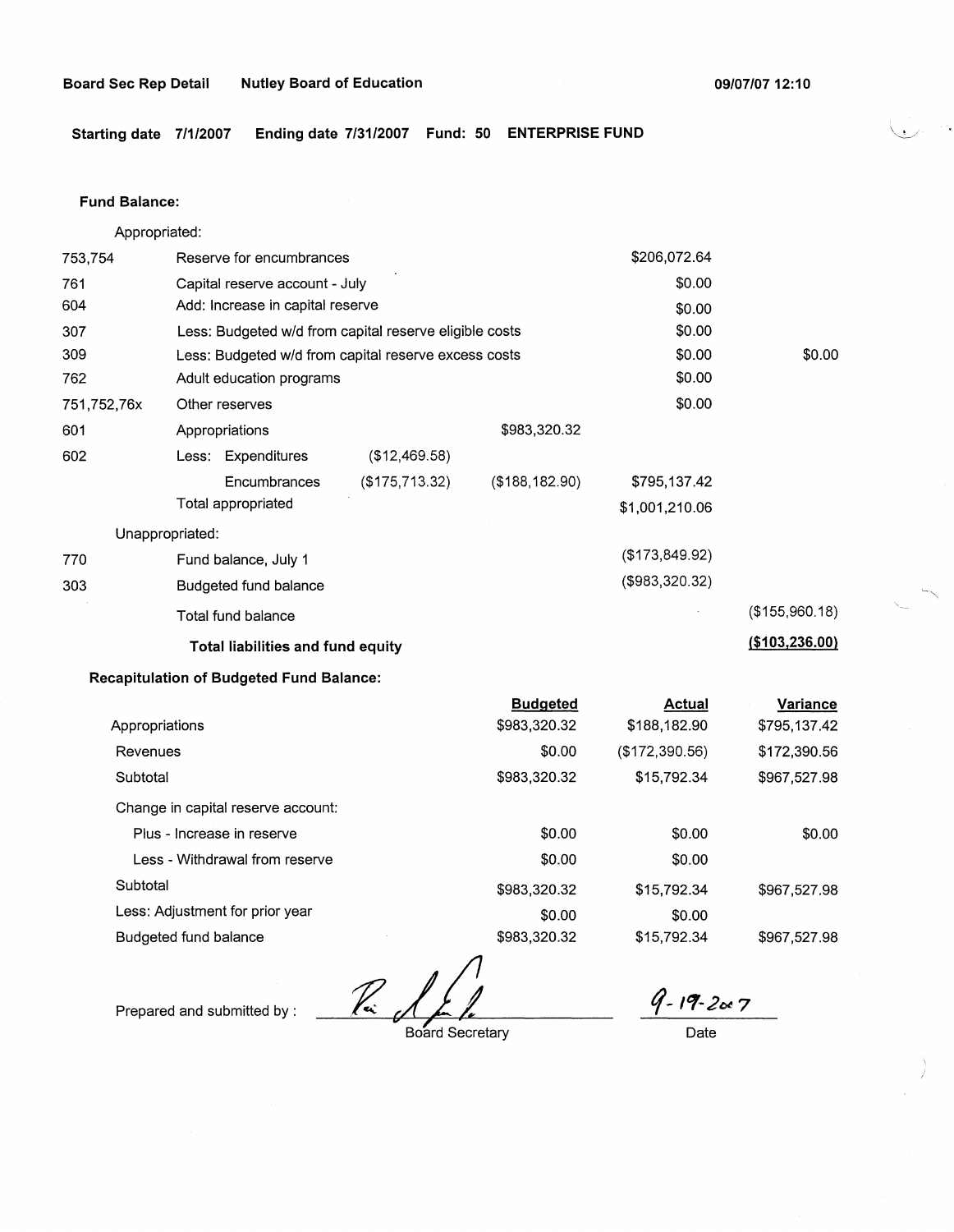**Board Sec Rep Detail** **Nutley Board of Education** **09/07/07 12:10**

**Starting date 7/1/2007** **Ending date 7/31/2007** **Fund: 50** **ENTERPRISE FUND**

**Fund Balance:**

Appropriated:

| | | | | | |
|---|---|---|---|---|---|
| 753,754 | Reserve for encumbrances | | | $206,072.64 | |
| 761 | Capital reserve account - July | | | $0.00 | |
| 604 | Add: Increase in capital reserve | | | $0.00 | |
| 307 | Less: Budgeted w/d from capital reserve eligible costs | | | $0.00 | |
| 309 | Less: Budgeted w/d from capital reserve excess costs | | | $0.00 | $0.00 |
| 762 | Adult education programs | | | $0.00 | |
| 751,752,76x | Other reserves | | | $0.00 | |
| 601 | Appropriations | | $983,320.32 | | |
| 602 | Less: Expenditures | ($12,469.58) | | | |
| | Encumbrances | ($175,713.32) | ($188,182.90) | $795,137.42 | |
| | Total appropriated | | | $1,001,210.06 | |

Unappropriated:

| | | | | | |
|---|---|---|---|---|---|
| 770 | Fund balance, July 1 | | | ($173,849.92) | |
| 303 | Budgeted fund balance | | | ($983,320.32) | |
| | Total fund balance | | | | ($155,960.18) |
| | **Total liabilities and fund equity** | | | | **($103,236.00)** |

**Recapitulation of Budgeted Fund Balance:**

| | Budgeted | Actual | Variance |
|---|---|---|---|
| Appropriations | $983,320.32 | $188,182.90 | $795,137.42 |
| Revenues | $0.00 | ($172,390.56) | $172,390.56 |
| Subtotal | $983,320.32 | $15,792.34 | $967,527.98 |
| Change in capital reserve account: | | | |
| Plus - Increase in reserve | $0.00 | $0.00 | $0.00 |
| Less - Withdrawal from reserve | $0.00 | $0.00 | |
| Subtotal | $983,320.32 | $15,792.34 | $967,527.98 |
| Less: Adjustment for prior year | $0.00 | $0.00 | |
| Budgeted fund balance | $983,320.32 | $15,792.34 | $967,527.98 |

Prepared and submitted by : ______________________ Board Secretary

9-19-2007
Date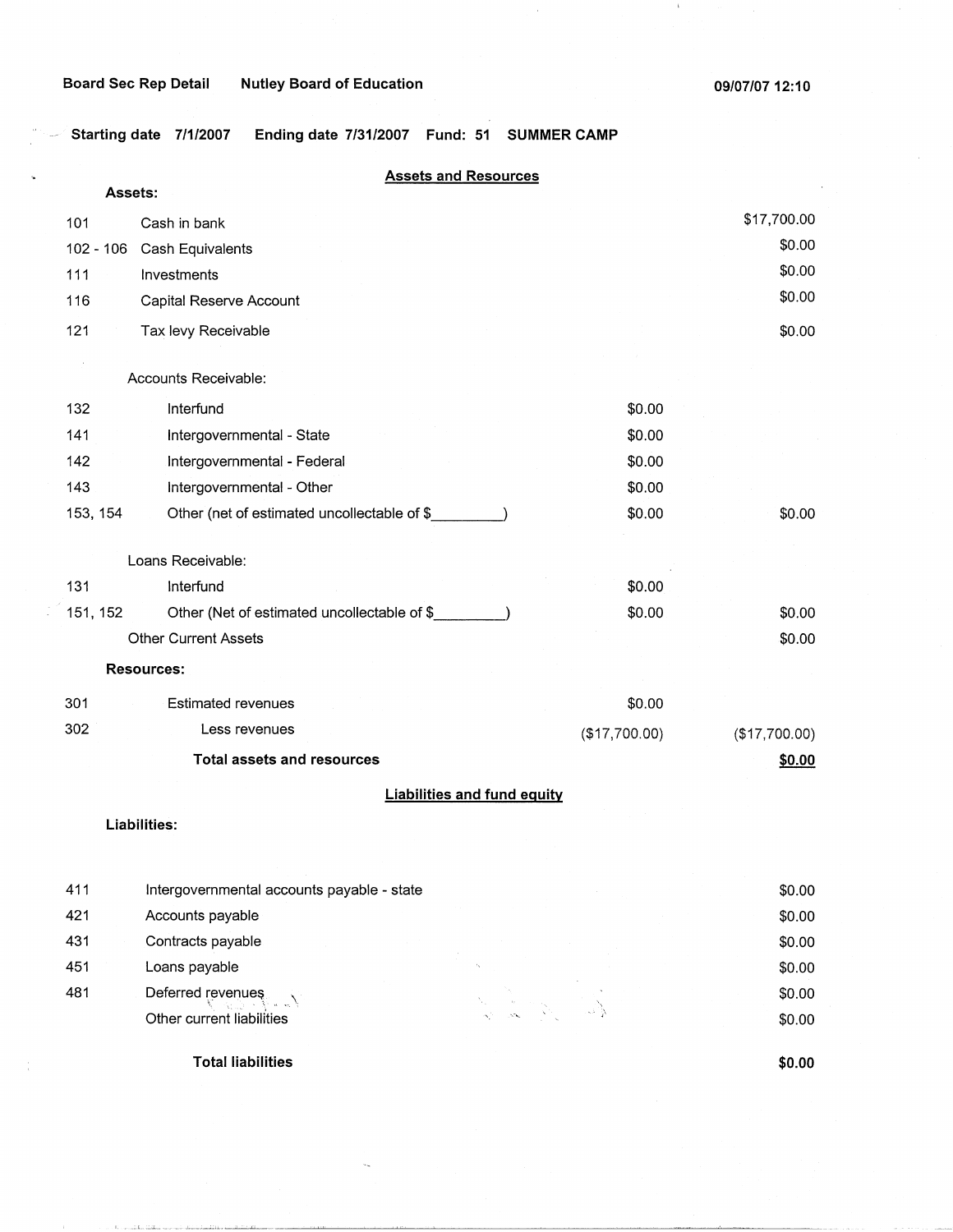Board Sec Rep Detail    Nutley Board of Education    09/07/07 12:10

Starting date 7/1/2007    Ending date 7/31/2007    Fund: 51    SUMMER CAMP

## Assets and Resources

**Assets:**

| | | | |
|---|---|---|---|
| 101 | Cash in bank | | $17,700.00 |
| 102 - 106 | Cash Equivalents | | $0.00 |
| 111 | Investments | | $0.00 |
| 116 | Capital Reserve Account | | $0.00 |
| 121 | Tax levy Receivable | | $0.00 |
| | Accounts Receivable: | | |
| 132 | Interfund | $0.00 | |
| 141 | Intergovernmental - State | $0.00 | |
| 142 | Intergovernmental - Federal | $0.00 | |
| 143 | Intergovernmental - Other | $0.00 | |
| 153, 154 | Other (net of estimated uncollectable of $________) | $0.00 | $0.00 |
| | Loans Receivable: | | |
| 131 | Interfund | $0.00 | |
| 151, 152 | Other (Net of estimated uncollectable of $________) | $0.00 | $0.00 |
| | Other Current Assets | | $0.00 |
| | **Resources:** | | |
| 301 | Estimated revenues | $0.00 | |
| 302 | Less revenues | ($17,700.00) | ($17,700.00) |
| | **Total assets and resources** | | **$0.00** |

## Liabilities and fund equity

**Liabilities:**

| | | |
|---|---|---|
| 411 | Intergovernmental accounts payable - state | $0.00 |
| 421 | Accounts payable | $0.00 |
| 431 | Contracts payable | $0.00 |
| 451 | Loans payable | $0.00 |
| 481 | Deferred revenues | $0.00 |
| | Other current liabilities | $0.00 |
| | **Total liabilities** | **$0.00** |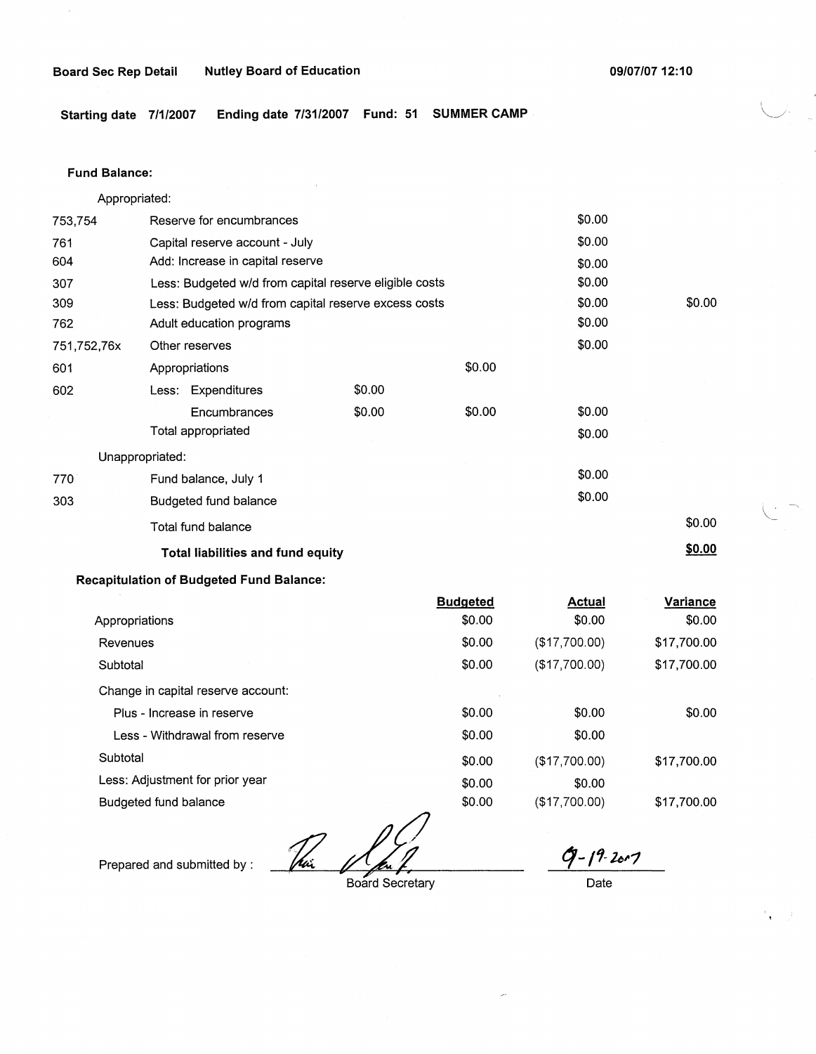Board Sec Rep Detail    Nutley Board of Education    09/07/07 12:10

**Starting date** 7/1/2007    **Ending date** 7/31/2007    **Fund:** 51    **SUMMER CAMP**

**Fund Balance:**

Appropriated:

| | | | | | |
|---|---|---|---|---|---|
| 753,754 | Reserve for encumbrances | | | $0.00 | |
| 761 | Capital reserve account - July | | | $0.00 | |
| 604 | Add: Increase in capital reserve | | | $0.00 | |
| 307 | Less: Budgeted w/d from capital reserve eligible costs | | | $0.00 | |
| 309 | Less: Budgeted w/d from capital reserve excess costs | | | $0.00 | $0.00 |
| 762 | Adult education programs | | | $0.00 | |
| 751,752,76x | Other reserves | | | $0.00 | |
| 601 | Appropriations | | $0.00 | | |
| 602 | Less: Expenditures | $0.00 | | | |
| | Encumbrances | $0.00 | $0.00 | $0.00 | |
| | Total appropriated | | | $0.00 | |

Unappropriated:

| | | | |
|---|---|---|---|
| 770 | Fund balance, July 1 | $0.00 | |
| 303 | Budgeted fund balance | $0.00 | |
| | Total fund balance | | $0.00 |
| | **Total liabilities and fund equity** | | **$0.00** |

**Recapitulation of Budgeted Fund Balance:**

| | Budgeted | Actual | Variance |
|---|---|---|---|
| Appropriations | $0.00 | $0.00 | $0.00 |
| Revenues | $0.00 | ($17,700.00) | $17,700.00 |
| Subtotal | $0.00 | ($17,700.00) | $17,700.00 |
| Change in capital reserve account: | | | |
| Plus - Increase in reserve | $0.00 | $0.00 | $0.00 |
| Less - Withdrawal from reserve | $0.00 | $0.00 | |
| Subtotal | $0.00 | ($17,700.00) | $17,700.00 |
| Less: Adjustment for prior year | $0.00 | $0.00 | |
| Budgeted fund balance | $0.00 | ($17,700.00) | $17,700.00 |

Prepared and submitted by : _______________ Board Secretary    9-19-2007 Date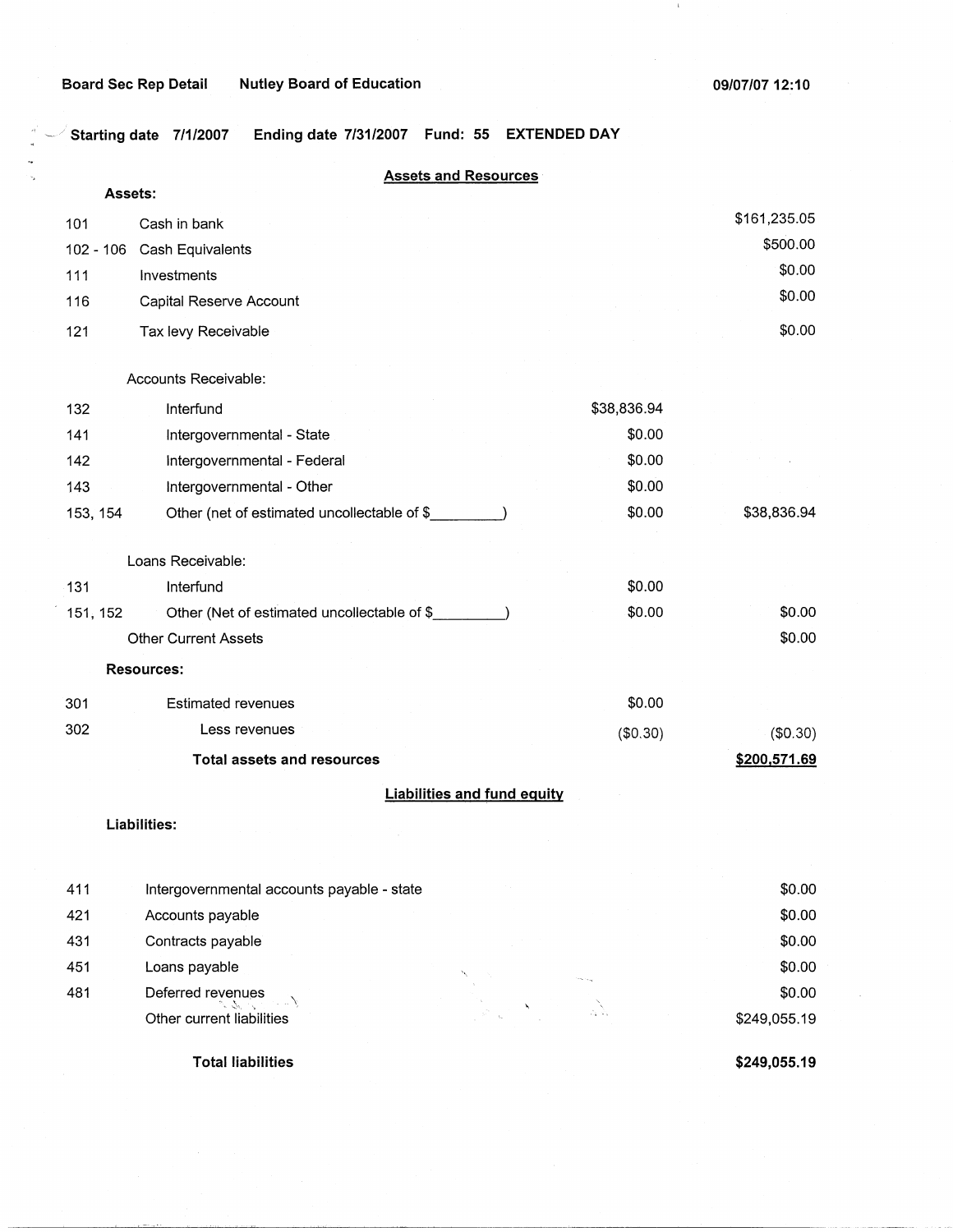Board Sec Rep Detail Nutley Board of Education 09/07/07 12:10

Starting date 7/1/2007 Ending date 7/31/2007 Fund: 55 EXTENDED DAY

## Assets and Resources

**Assets:**

| Code | Description | | Amount |
|---|---|---|---|
| 101 | Cash in bank | | $161,235.05 |
| 102 - 106 | Cash Equivalents | | $500.00 |
| 111 | Investments | | $0.00 |
| 116 | Capital Reserve Account | | $0.00 |
| 121 | Tax levy Receivable | | $0.00 |
| | Accounts Receivable: | | |
| 132 | Interfund | $38,836.94 | |
| 141 | Intergovernmental - State | $0.00 | |
| 142 | Intergovernmental - Federal | $0.00 | |
| 143 | Intergovernmental - Other | $0.00 | |
| 153, 154 | Other (net of estimated uncollectable of $_________) | $0.00 | $38,836.94 |
| | Loans Receivable: | | |
| 131 | Interfund | $0.00 | |
| 151, 152 | Other (Net of estimated uncollectable of $_________) | $0.00 | $0.00 |
| | Other Current Assets | | $0.00 |
| | **Resources:** | | |
| 301 | Estimated revenues | $0.00 | |
| 302 | Less revenues | ($0.30) | ($0.30) |
| | **Total assets and resources** | | **$200,571.69** |

## Liabilities and fund equity

**Liabilities:**

| Code | Description | Amount |
|---|---|---|
| 411 | Intergovernmental accounts payable - state | $0.00 |
| 421 | Accounts payable | $0.00 |
| 431 | Contracts payable | $0.00 |
| 451 | Loans payable | $0.00 |
| 481 | Deferred revenues | $0.00 |
| | Other current liabilities | $249,055.19 |
| | **Total liabilities** | **$249,055.19** |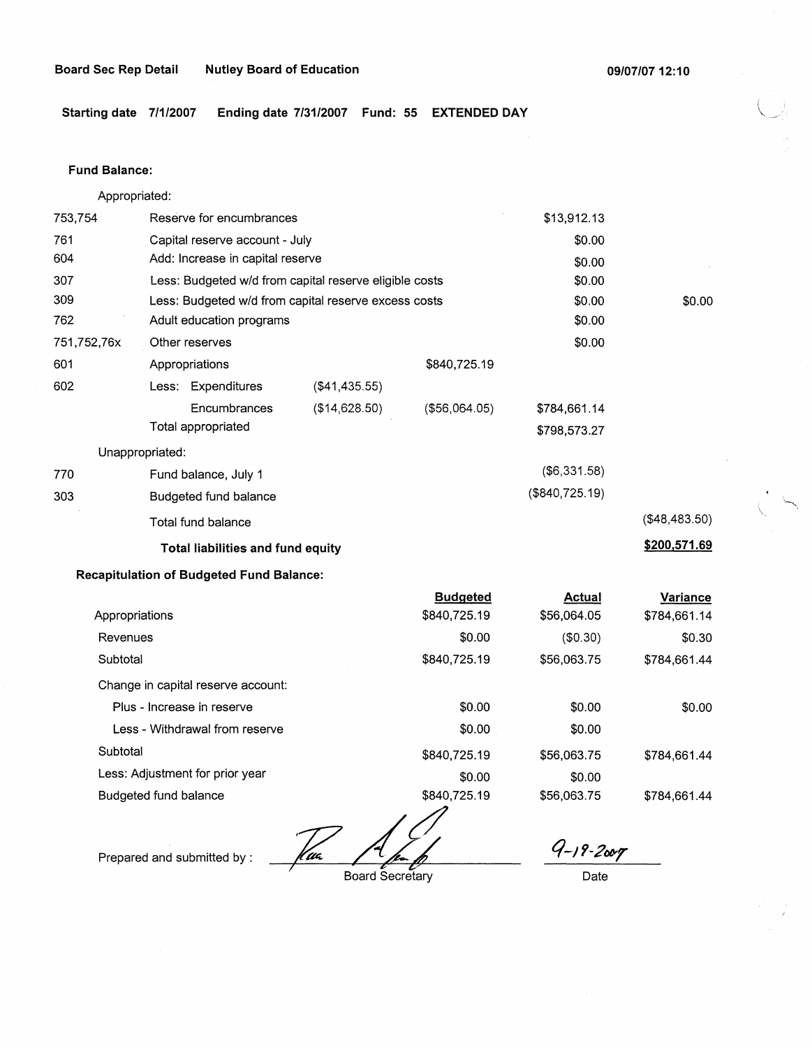Board Sec Rep Detail Nutley Board of Education 09/07/07 12:10

Starting date 7/1/2007 Ending date 7/31/2007 Fund: 55 EXTENDED DAY

**Fund Balance:**

| | | | | | |
|---|---|---|---|---|---|
| | Appropriated: | | | | |
| 753,754 | Reserve for encumbrances | | | $13,912.13 | |
| 761 | Capital reserve account - July | | | $0.00 | |
| 604 | Add: Increase in capital reserve | | | $0.00 | |
| 307 | Less: Budgeted w/d from capital reserve eligible costs | | | $0.00 | |
| 309 | Less: Budgeted w/d from capital reserve excess costs | | | $0.00 | $0.00 |
| 762 | Adult education programs | | | $0.00 | |
| 751,752,76x | Other reserves | | | $0.00 | |
| 601 | Appropriations | | $840,725.19 | | |
| 602 | Less: Expenditures | ($41,435.55) | | | |
| | Encumbrances | ($14,628.50) | ($56,064.05) | $784,661.14 | |
| | Total appropriated | | | $798,573.27 | |
| | Unappropriated: | | | | |
| 770 | Fund balance, July 1 | | | ($6,331.58) | |
| 303 | Budgeted fund balance | | | ($840,725.19) | |
| | Total fund balance | | | | ($48,483.50) |
| | **Total liabilities and fund equity** | | | | **$200,571.69** |

**Recapitulation of Budgeted Fund Balance:**

| | Budgeted | Actual | Variance |
|---|---|---|---|
| Appropriations | $840,725.19 | $56,064.05 | $784,661.14 |
| Revenues | $0.00 | ($0.30) | $0.30 |
| Subtotal | $840,725.19 | $56,063.75 | $784,661.44 |
| Change in capital reserve account: | | | |
| Plus - Increase in reserve | $0.00 | $0.00 | $0.00 |
| Less - Withdrawal from reserve | $0.00 | $0.00 | |
| Subtotal | $840,725.19 | $56,063.75 | $784,661.44 |
| Less: Adjustment for prior year | $0.00 | $0.00 | |
| Budgeted fund balance | $840,725.19 | $56,063.75 | $784,661.44 |

Prepared and submitted by : _______________ Board Secretary 9-19-2007 Date